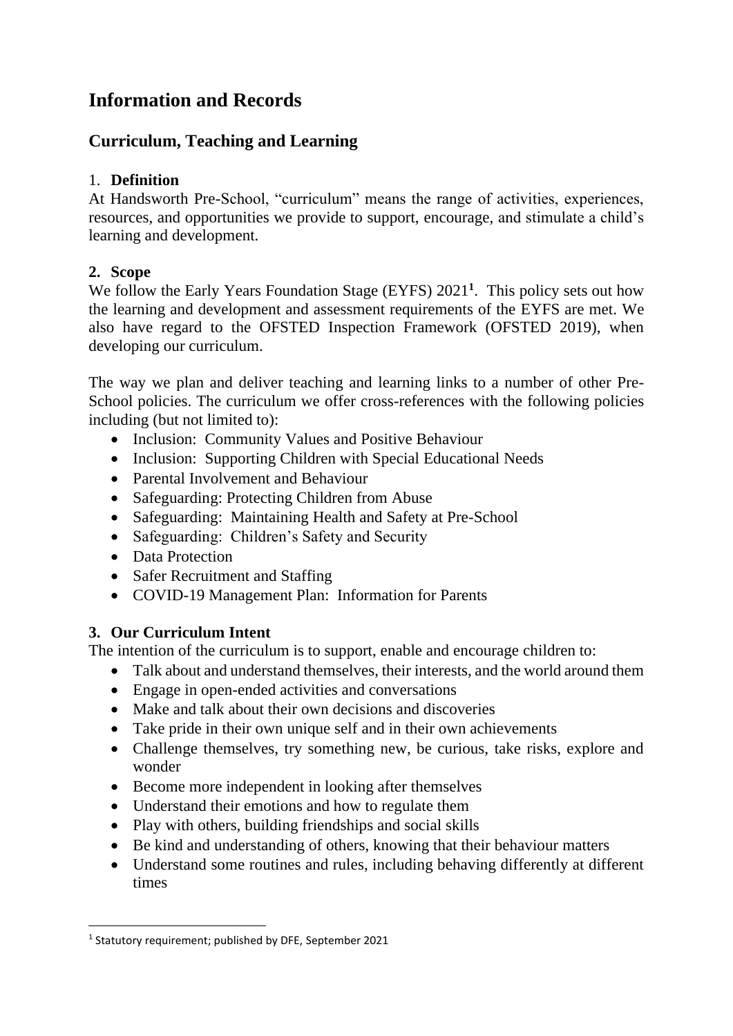# Information and Records

## Curriculum, Teaching and Learning

### 1. Definition

At Handsworth Pre-School, "curriculum" means the range of activities, experiences, resources, and opportunities we provide to support, encourage, and stimulate a child's learning and development.

### 2. Scope

We follow the Early Years Foundation Stage (EYFS) 2021[1]. This policy sets out how the learning and development and assessment requirements of the EYFS are met. We also have regard to the OFSTED Inspection Framework (OFSTED 2019), when developing our curriculum.

The way we plan and deliver teaching and learning links to a number of other Pre-School policies. The curriculum we offer cross-references with the following policies including (but not limited to):

- Inclusion: Community Values and Positive Behaviour
- Inclusion: Supporting Children with Special Educational Needs
- Parental Involvement and Behaviour
- Safeguarding: Protecting Children from Abuse
- Safeguarding: Maintaining Health and Safety at Pre-School
- Safeguarding: Children's Safety and Security
- Data Protection
- Safer Recruitment and Staffing
- COVID-19 Management Plan: Information for Parents

### 3. Our Curriculum Intent

The intention of the curriculum is to support, enable and encourage children to:

- Talk about and understand themselves, their interests, and the world around them
- Engage in open-ended activities and conversations
- Make and talk about their own decisions and discoveries
- Take pride in their own unique self and in their own achievements
- Challenge themselves, try something new, be curious, take risks, explore and wonder
- Become more independent in looking after themselves
- Understand their emotions and how to regulate them
- Play with others, building friendships and social skills
- Be kind and understanding of others, knowing that their behaviour matters
- Understand some routines and rules, including behaving differently at different times

[1] Statutory requirement; published by DFE, September 2021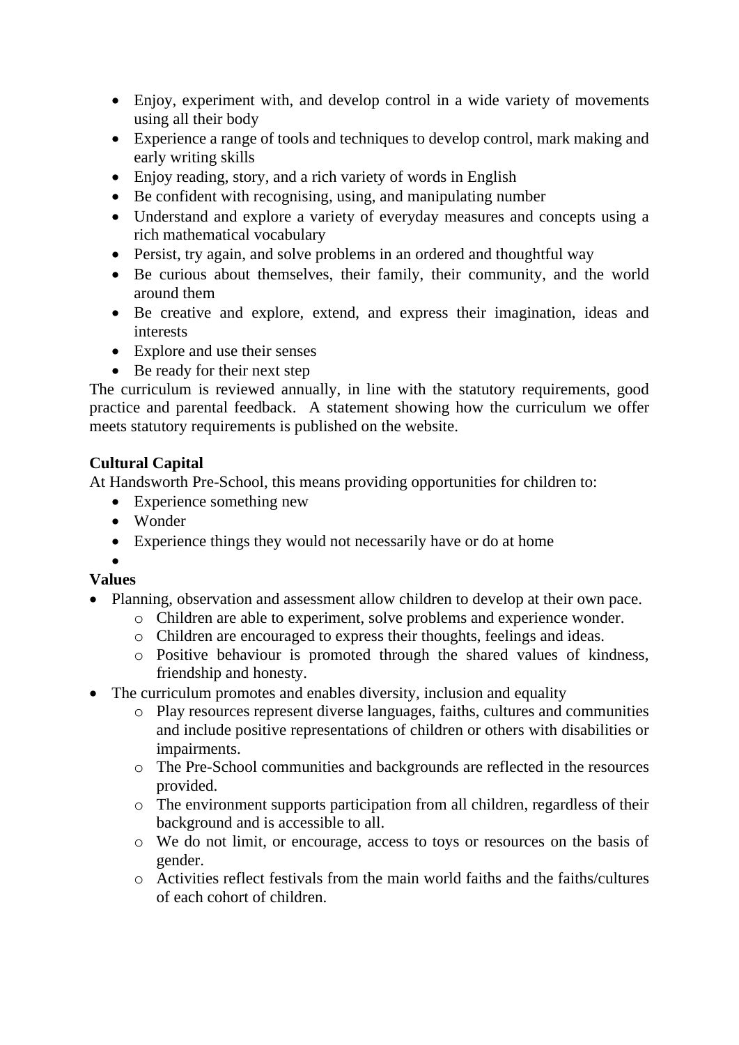- Enjoy, experiment with, and develop control in a wide variety of movements using all their body
- Experience a range of tools and techniques to develop control, mark making and early writing skills
- Enjoy reading, story, and a rich variety of words in English
- Be confident with recognising, using, and manipulating number
- Understand and explore a variety of everyday measures and concepts using a rich mathematical vocabulary
- Persist, try again, and solve problems in an ordered and thoughtful way
- Be curious about themselves, their family, their community, and the world around them
- Be creative and explore, extend, and express their imagination, ideas and interests
- Explore and use their senses
- Be ready for their next step

The curriculum is reviewed annually, in line with the statutory requirements, good practice and parental feedback. A statement showing how the curriculum we offer meets statutory requirements is published on the website.

**Cultural Capital**

At Handsworth Pre-School, this means providing opportunities for children to:

- Experience something new
- Wonder
- Experience things they would not necessarily have or do at home

**Values**

- Planning, observation and assessment allow children to develop at their own pace.
  - Children are able to experiment, solve problems and experience wonder.
  - Children are encouraged to express their thoughts, feelings and ideas.
  - Positive behaviour is promoted through the shared values of kindness, friendship and honesty.
- The curriculum promotes and enables diversity, inclusion and equality
  - Play resources represent diverse languages, faiths, cultures and communities and include positive representations of children or others with disabilities or impairments.
  - The Pre-School communities and backgrounds are reflected in the resources provided.
  - The environment supports participation from all children, regardless of their background and is accessible to all.
  - We do not limit, or encourage, access to toys or resources on the basis of gender.
  - Activities reflect festivals from the main world faiths and the faiths/cultures of each cohort of children.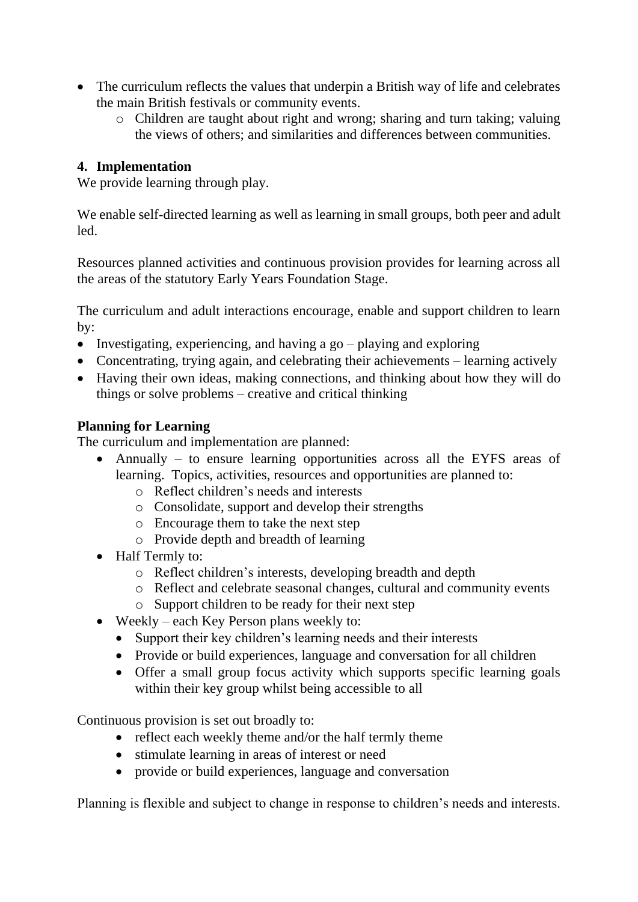- The curriculum reflects the values that underpin a British way of life and celebrates the main British festivals or community events.
    - Children are taught about right and wrong; sharing and turn taking; valuing the views of others; and similarities and differences between communities.

## 4. Implementation

We provide learning through play.

We enable self-directed learning as well as learning in small groups, both peer and adult led.

Resources planned activities and continuous provision provides for learning across all the areas of the statutory Early Years Foundation Stage.

The curriculum and adult interactions encourage, enable and support children to learn by:

- Investigating, experiencing, and having a go – playing and exploring
- Concentrating, trying again, and celebrating their achievements – learning actively
- Having their own ideas, making connections, and thinking about how they will do things or solve problems – creative and critical thinking

### Planning for Learning

The curriculum and implementation are planned:

- Annually – to ensure learning opportunities across all the EYFS areas of learning. Topics, activities, resources and opportunities are planned to:
    - Reflect children's needs and interests
    - Consolidate, support and develop their strengths
    - Encourage them to take the next step
    - Provide depth and breadth of learning
- Half Termly to:
    - Reflect children's interests, developing breadth and depth
    - Reflect and celebrate seasonal changes, cultural and community events
    - Support children to be ready for their next step
- Weekly – each Key Person plans weekly to:
    - Support their key children's learning needs and their interests
    - Provide or build experiences, language and conversation for all children
    - Offer a small group focus activity which supports specific learning goals within their key group whilst being accessible to all

Continuous provision is set out broadly to:

- reflect each weekly theme and/or the half termly theme
- stimulate learning in areas of interest or need
- provide or build experiences, language and conversation

Planning is flexible and subject to change in response to children's needs and interests.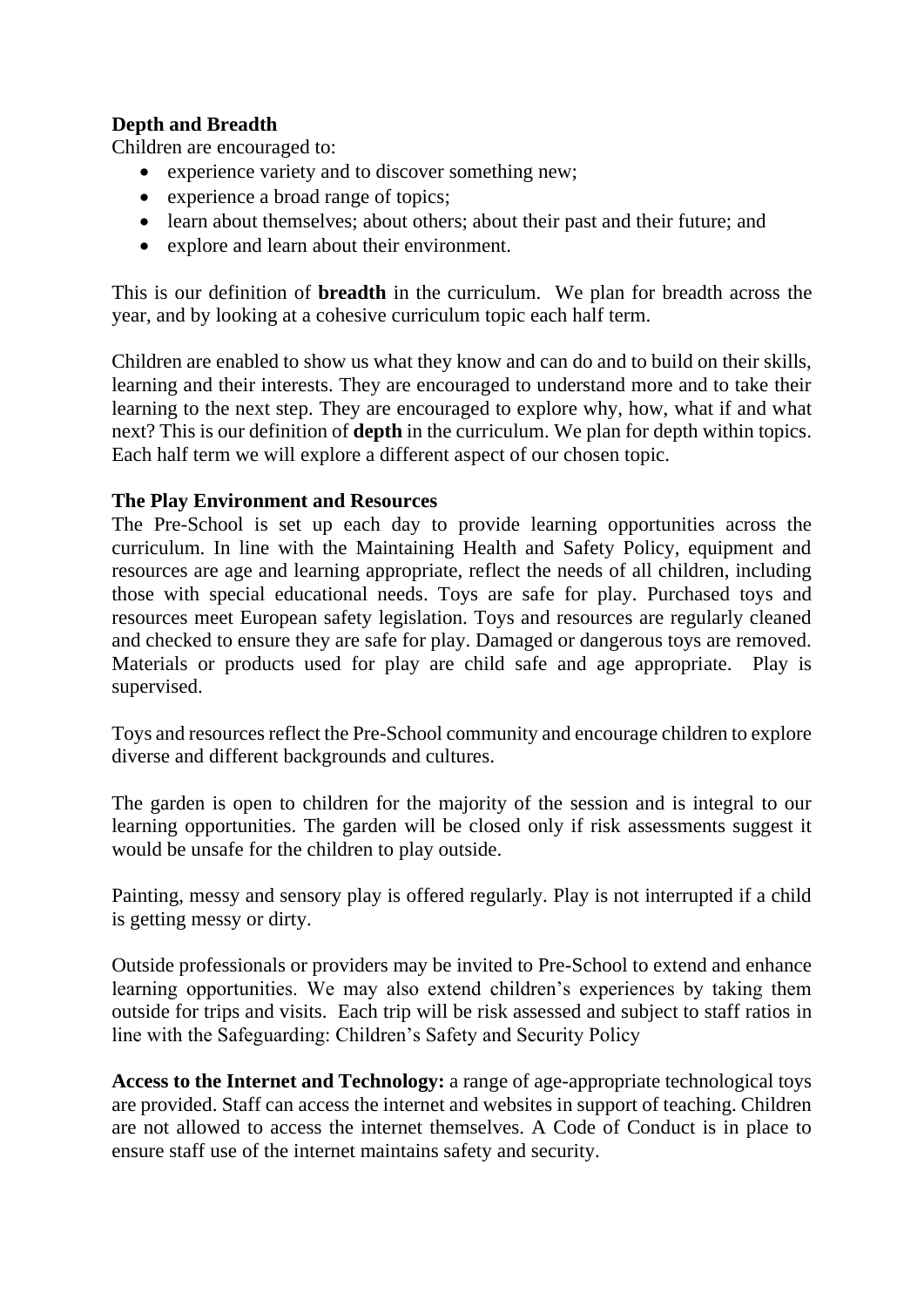**Depth and Breadth**

Children are encouraged to:

- experience variety and to discover something new;
- experience a broad range of topics;
- learn about themselves; about others; about their past and their future; and
- explore and learn about their environment.

This is our definition of **breadth** in the curriculum. We plan for breadth across the year, and by looking at a cohesive curriculum topic each half term.

Children are enabled to show us what they know and can do and to build on their skills, learning and their interests. They are encouraged to understand more and to take their learning to the next step. They are encouraged to explore why, how, what if and what next? This is our definition of **depth** in the curriculum. We plan for depth within topics. Each half term we will explore a different aspect of our chosen topic.

**The Play Environment and Resources**

The Pre-School is set up each day to provide learning opportunities across the curriculum. In line with the Maintaining Health and Safety Policy, equipment and resources are age and learning appropriate, reflect the needs of all children, including those with special educational needs. Toys are safe for play. Purchased toys and resources meet European safety legislation. Toys and resources are regularly cleaned and checked to ensure they are safe for play. Damaged or dangerous toys are removed. Materials or products used for play are child safe and age appropriate. Play is supervised.

Toys and resources reflect the Pre-School community and encourage children to explore diverse and different backgrounds and cultures.

The garden is open to children for the majority of the session and is integral to our learning opportunities. The garden will be closed only if risk assessments suggest it would be unsafe for the children to play outside.

Painting, messy and sensory play is offered regularly. Play is not interrupted if a child is getting messy or dirty.

Outside professionals or providers may be invited to Pre-School to extend and enhance learning opportunities. We may also extend children's experiences by taking them outside for trips and visits. Each trip will be risk assessed and subject to staff ratios in line with the Safeguarding: Children's Safety and Security Policy

**Access to the Internet and Technology:** a range of age-appropriate technological toys are provided. Staff can access the internet and websites in support of teaching. Children are not allowed to access the internet themselves. A Code of Conduct is in place to ensure staff use of the internet maintains safety and security.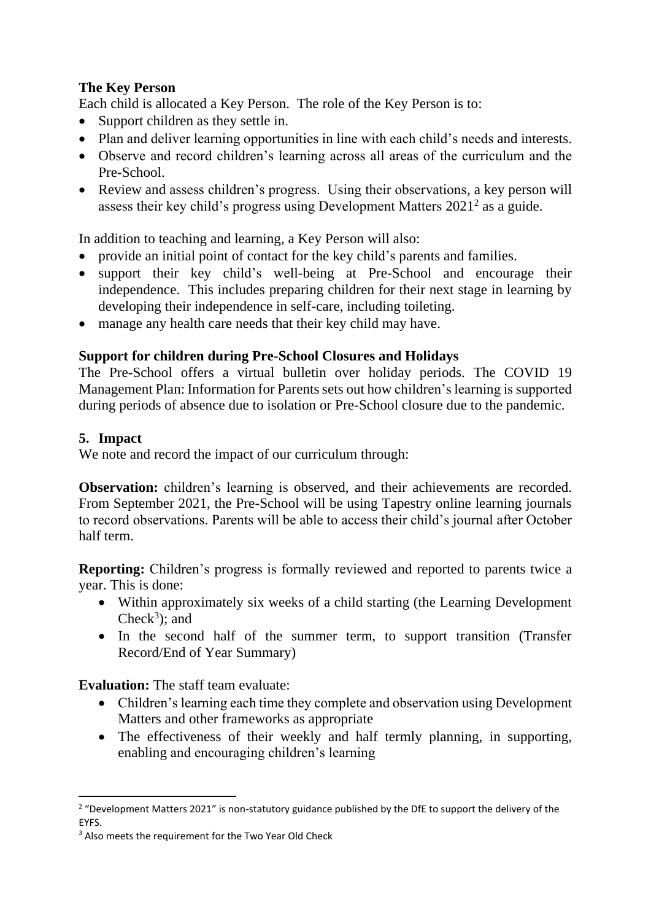**The Key Person**

Each child is allocated a Key Person. The role of the Key Person is to:

- Support children as they settle in.
- Plan and deliver learning opportunities in line with each child's needs and interests.
- Observe and record children's learning across all areas of the curriculum and the Pre-School.
- Review and assess children's progress. Using their observations, a key person will assess their key child's progress using Development Matters 2021[2] as a guide.

In addition to teaching and learning, a Key Person will also:

- provide an initial point of contact for the key child's parents and families.
- support their key child's well-being at Pre-School and encourage their independence. This includes preparing children for their next stage in learning by developing their independence in self-care, including toileting.
- manage any health care needs that their key child may have.

**Support for children during Pre-School Closures and Holidays**

The Pre-School offers a virtual bulletin over holiday periods. The COVID 19 Management Plan: Information for Parents sets out how children's learning is supported during periods of absence due to isolation or Pre-School closure due to the pandemic.

## 5. Impact

We note and record the impact of our curriculum through:

**Observation:** children's learning is observed, and their achievements are recorded. From September 2021, the Pre-School will be using Tapestry online learning journals to record observations. Parents will be able to access their child's journal after October half term.

**Reporting:** Children's progress is formally reviewed and reported to parents twice a year. This is done:

- Within approximately six weeks of a child starting (the Learning Development Check[3]); and
- In the second half of the summer term, to support transition (Transfer Record/End of Year Summary)

**Evaluation:** The staff team evaluate:

- Children's learning each time they complete and observation using Development Matters and other frameworks as appropriate
- The effectiveness of their weekly and half termly planning, in supporting, enabling and encouraging children's learning

---

[2] "Development Matters 2021" is non-statutory guidance published by the DfE to support the delivery of the EYFS.

[3] Also meets the requirement for the Two Year Old Check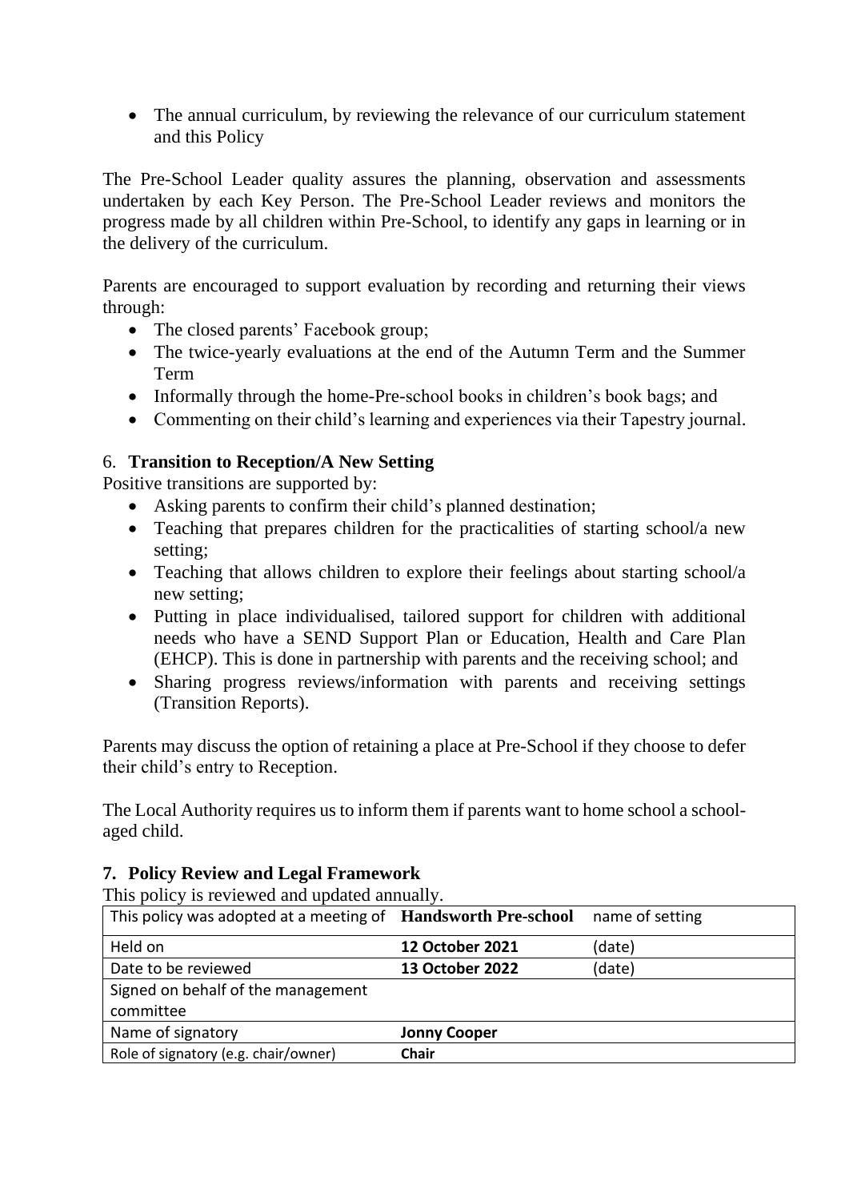- The annual curriculum, by reviewing the relevance of our curriculum statement and this Policy

The Pre-School Leader quality assures the planning, observation and assessments undertaken by each Key Person. The Pre-School Leader reviews and monitors the progress made by all children within Pre-School, to identify any gaps in learning or in the delivery of the curriculum.

Parents are encouraged to support evaluation by recording and returning their views through:

- The closed parents' Facebook group;
- The twice-yearly evaluations at the end of the Autumn Term and the Summer Term
- Informally through the home-Pre-school books in children's book bags; and
- Commenting on their child's learning and experiences via their Tapestry journal.

## 6. Transition to Reception/A New Setting

Positive transitions are supported by:

- Asking parents to confirm their child's planned destination;
- Teaching that prepares children for the practicalities of starting school/a new setting;
- Teaching that allows children to explore their feelings about starting school/a new setting;
- Putting in place individualised, tailored support for children with additional needs who have a SEND Support Plan or Education, Health and Care Plan (EHCP). This is done in partnership with parents and the receiving school; and
- Sharing progress reviews/information with parents and receiving settings (Transition Reports).

Parents may discuss the option of retaining a place at Pre-School if they choose to defer their child's entry to Reception.

The Local Authority requires us to inform them if parents want to home school a school-aged child.

## 7. Policy Review and Legal Framework

This policy is reviewed and updated annually.

| | | |
|---|---|---|
| This policy was adopted at a meeting of | **Handsworth Pre-school** | name of setting |
| Held on | **12 October 2021** | (date) |
| Date to be reviewed | **13 October 2022** | (date) |
| Signed on behalf of the management committee | | |
| Name of signatory | **Jonny Cooper** | |
| Role of signatory (e.g. chair/owner) | **Chair** | |